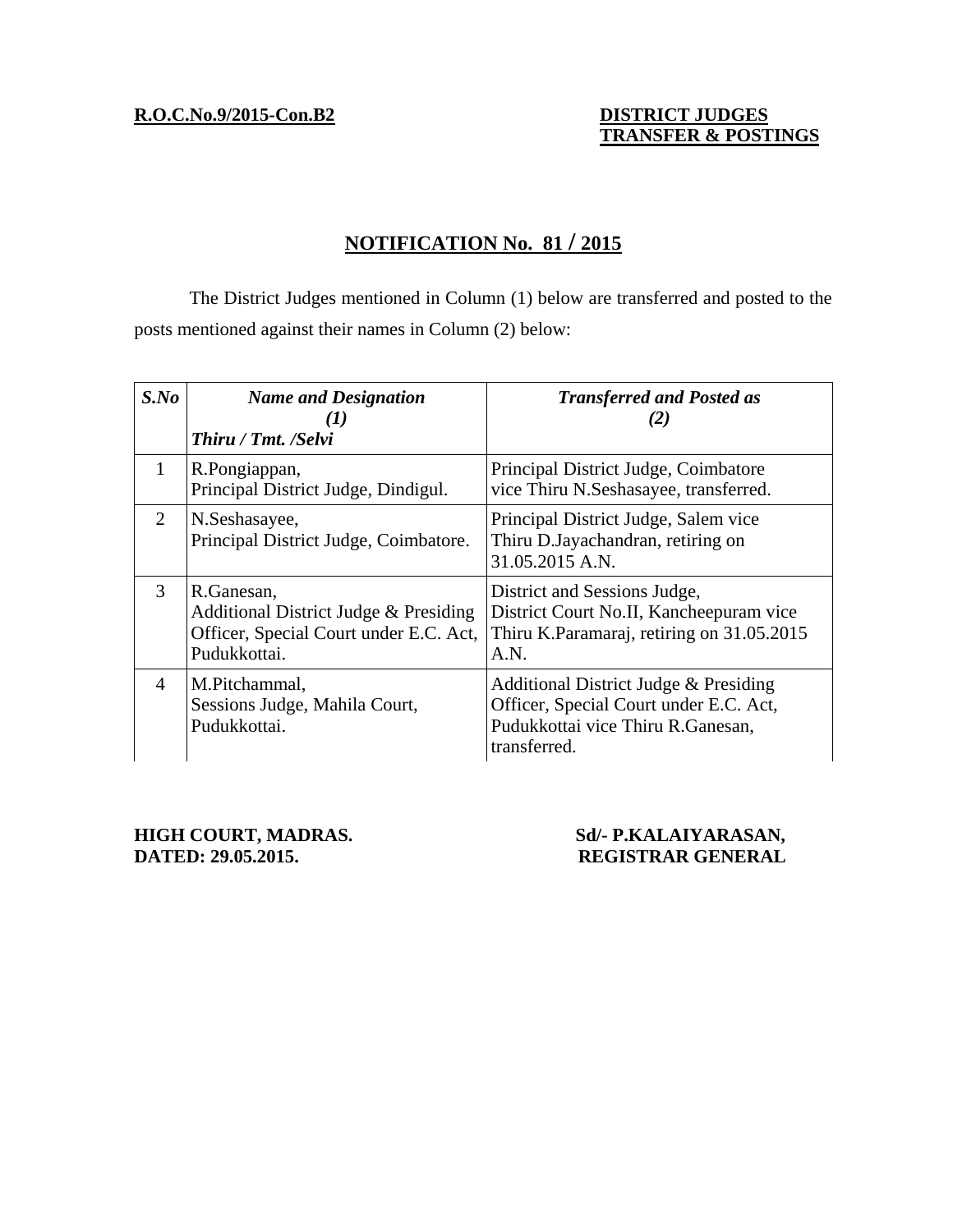**R.O.C.No.9/2015-Con.B2**

**DISTRICT JUDGES TRANSFER & POSTINGS**

## NOTIFICATION No. 81 / 2015

The District Judges mentioned in Column (1) below are transferred and posted to the posts mentioned against their names in Column (2) below:

| ***S.No*** | ***Name and Designation (1) Thiru / Tmt. /Selvi*** | ***Transferred and Posted as (2)*** |
|---|---|---|
| 1 | R.Pongiappan, Principal District Judge, Dindigul. | Principal District Judge, Coimbatore vice Thiru N.Seshasayee, transferred. |
| 2 | N.Seshasayee, Principal District Judge, Coimbatore. | Principal District Judge, Salem vice Thiru D.Jayachandran, retiring on 31.05.2015 A.N. |
| 3 | R.Ganesan, Additional District Judge & Presiding Officer, Special Court under E.C. Act, Pudukkottai. | District and Sessions Judge, District Court No.II, Kancheepuram vice Thiru K.Paramaraj, retiring on 31.05.2015 A.N. |
| 4 | M.Pitchammal, Sessions Judge, Mahila Court, Pudukkottai. | Additional District Judge & Presiding Officer, Special Court under E.C. Act, Pudukkottai vice Thiru R.Ganesan, transferred. |

**HIGH COURT, MADRAS.**
**DATED: 29.05.2015.**

**Sd/- P.KALAIYARASAN,**
**REGISTRAR GENERAL**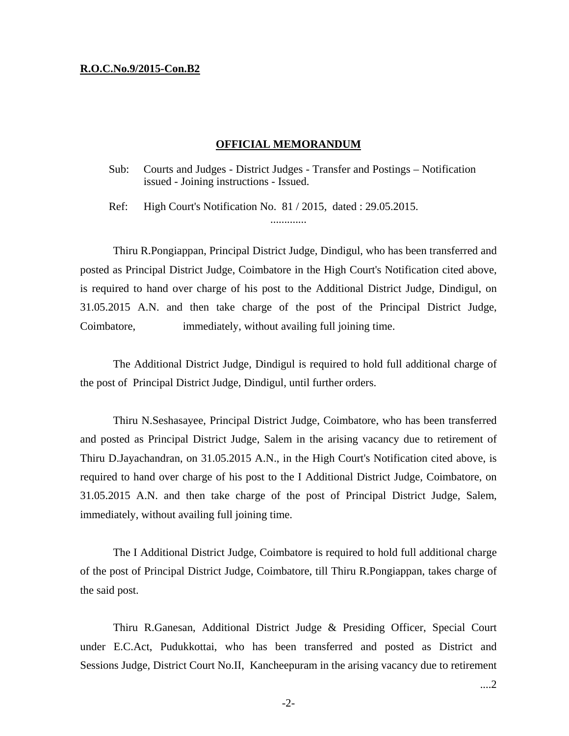**R.O.C.No.9/2015-Con.B2**

**OFFICIAL MEMORANDUM**

Sub: Courts and Judges - District Judges - Transfer and Postings – Notification issued - Joining instructions - Issued.

Ref: High Court's Notification No. 81 / 2015, dated : 29.05.2015.

.............

Thiru R.Pongiappan, Principal District Judge, Dindigul, who has been transferred and posted as Principal District Judge, Coimbatore in the High Court's Notification cited above, is required to hand over charge of his post to the Additional District Judge, Dindigul, on 31.05.2015 A.N. and then take charge of the post of the Principal District Judge, Coimbatore, immediately, without availing full joining time.

The Additional District Judge, Dindigul is required to hold full additional charge of the post of Principal District Judge, Dindigul, until further orders.

Thiru N.Seshasayee, Principal District Judge, Coimbatore, who has been transferred and posted as Principal District Judge, Salem in the arising vacancy due to retirement of Thiru D.Jayachandran, on 31.05.2015 A.N., in the High Court's Notification cited above, is required to hand over charge of his post to the I Additional District Judge, Coimbatore, on 31.05.2015 A.N. and then take charge of the post of Principal District Judge, Salem, immediately, without availing full joining time.

The I Additional District Judge, Coimbatore is required to hold full additional charge of the post of Principal District Judge, Coimbatore, till Thiru R.Pongiappan, takes charge of the said post.

Thiru R.Ganesan, Additional District Judge & Presiding Officer, Special Court under E.C.Act, Pudukkottai, who has been transferred and posted as District and Sessions Judge, District Court No.II, Kancheepuram in the arising vacancy due to retirement

....2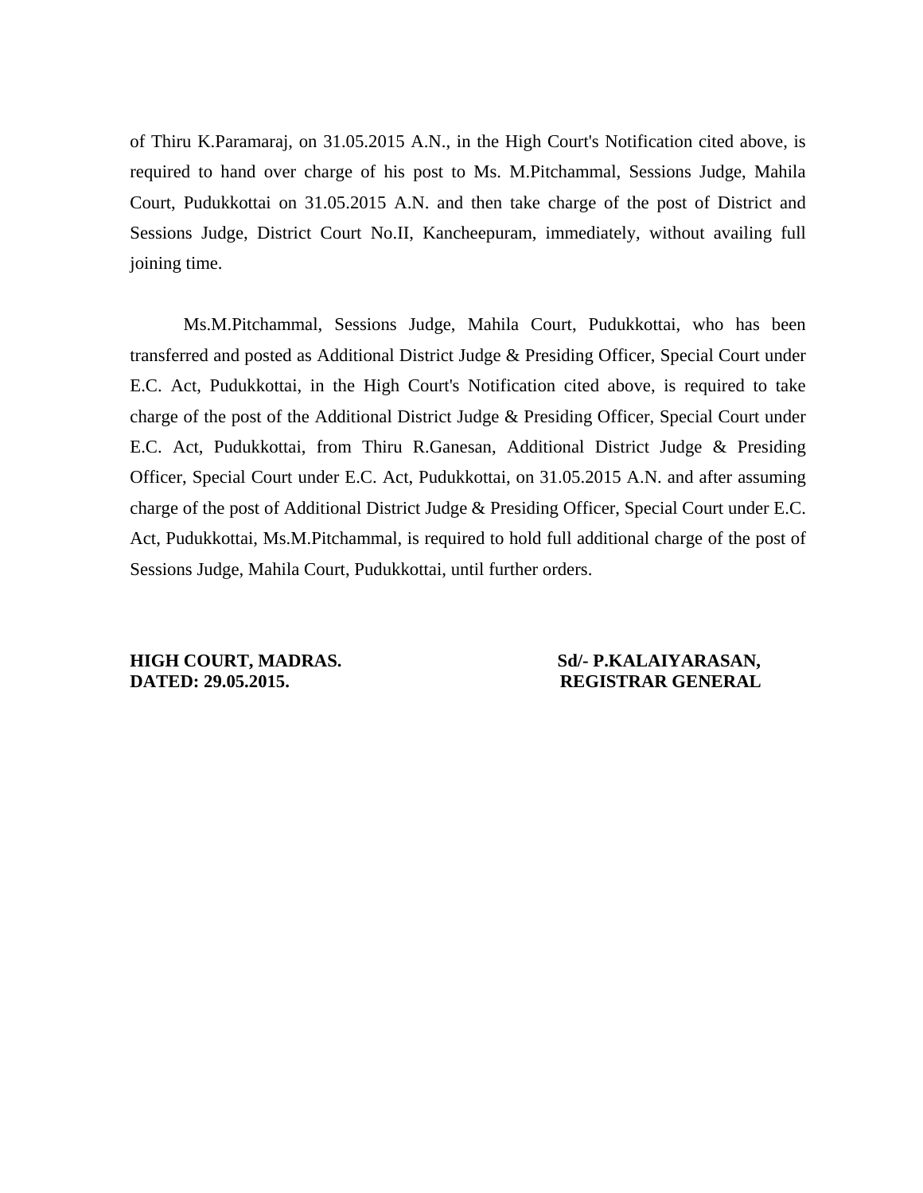of Thiru K.Paramaraj, on 31.05.2015 A.N., in the High Court's Notification cited above, is required to hand over charge of his post to Ms. M.Pitchammal, Sessions Judge, Mahila Court, Pudukkottai on 31.05.2015 A.N. and then take charge of the post of District and Sessions Judge, District Court No.II, Kancheepuram, immediately, without availing full joining time.

Ms.M.Pitchammal, Sessions Judge, Mahila Court, Pudukkottai, who has been transferred and posted as Additional District Judge & Presiding Officer, Special Court under E.C. Act, Pudukkottai, in the High Court's Notification cited above, is required to take charge of the post of the Additional District Judge & Presiding Officer, Special Court under E.C. Act, Pudukkottai, from Thiru R.Ganesan, Additional District Judge & Presiding Officer, Special Court under E.C. Act, Pudukkottai, on 31.05.2015 A.N. and after assuming charge of the post of Additional District Judge & Presiding Officer, Special Court under E.C. Act, Pudukkottai, Ms.M.Pitchammal, is required to hold full additional charge of the post of Sessions Judge, Mahila Court, Pudukkottai, until further orders.

**HIGH COURT, MADRAS.** **Sd/- P.KALAIYARASAN,**
**DATED: 29.05.2015.** **REGISTRAR GENERAL**